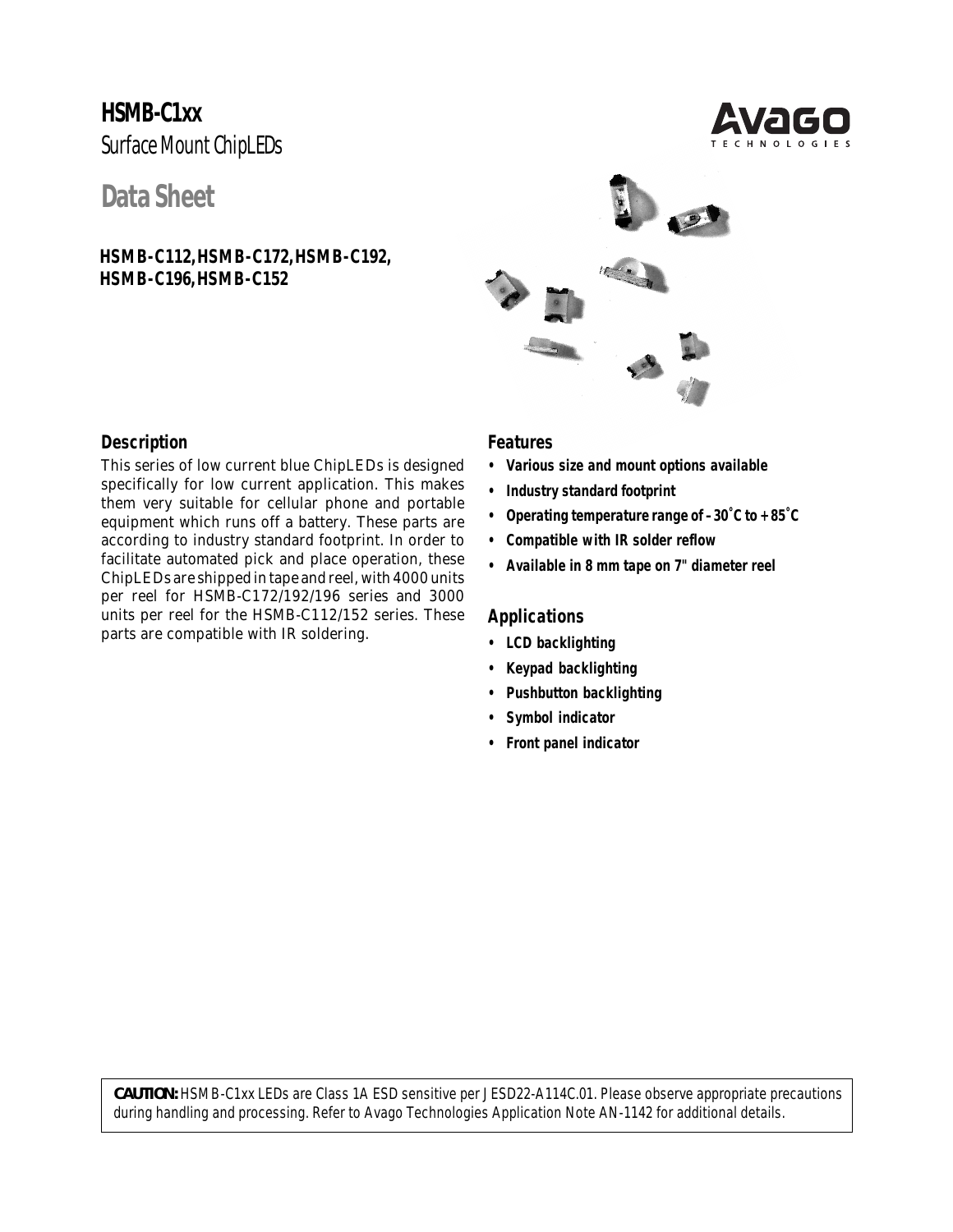# HSMB-C1xx

Surface Mount ChipLEDs

## Data Sheet

**HSMB-C112, HSMB-C172, HSMB-C192, HSMB-C196, HSMB-C152**

### Description

This series of low current blue ChipLEDs is designed specifically for low current application. This makes them very suitable for cellular phone and portable equipment which runs off a battery. These parts are according to industry standard footprint. In order to facilitate automated pick and place operation, these ChipLEDs are shipped in tape and reel, with 4000 units per reel for HSMB-C172/192/196 series and 3000 units per reel for the HSMB-C112/152 series. These parts are compatible with IR soldering.

### Features

- **Various size and mount options available**
- **Industry standard footprint**
- **Operating temperature range of –30˚C to +85˚C**
- **Compatible with IR solder reflow**
- **Available in 8 mm tape on 7" diameter reel**

### Applications

- **LCD backlighting**
- **Keypad backlighting**
- **Pushbutton backlighting**
- **Symbol indicator**
- **Front panel indicator**

**CAUTION:** HSMB-C1xx LEDs are Class 1A ESD sensitive per JESD22-A114C.01. Please observe appropriate precautions during handling and processing. Refer to Avago Technologies Application Note AN-1142 for additional details.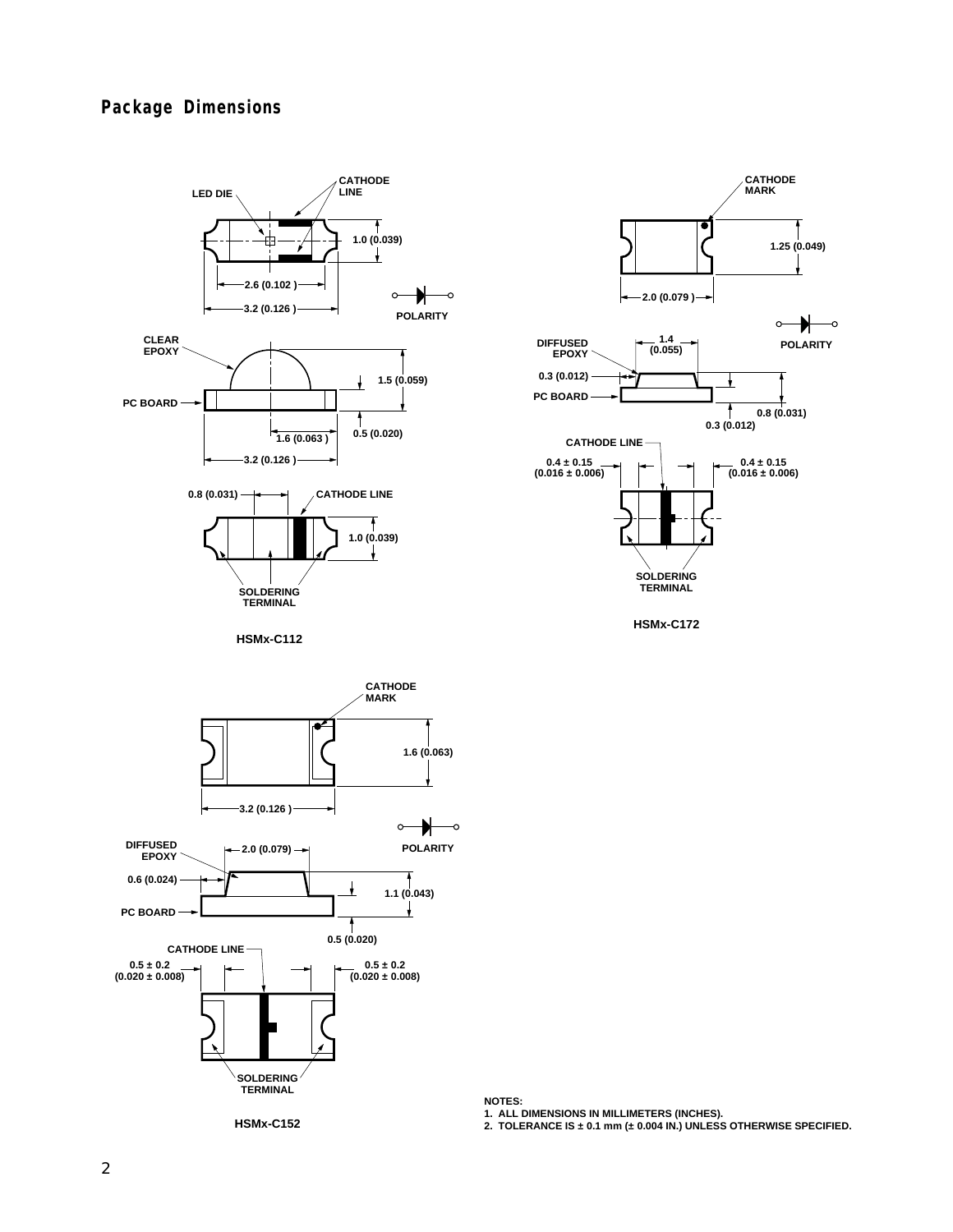## Package Dimensions

LED DIE

CATHODE LINE

1.0 (0.039)

2.6 (0.102 )

3.2 (0.126 )

POLARITY

CLEAR EPOXY

1.5 (0.059)

PC BOARD

1.6 (0.063 )

0.5 (0.020)

3.2 (0.126 )

0.8 (0.031)

CATHODE LINE

1.0 (0.039)

SOLDERING TERMINAL

**HSMx-C112**

CATHODE MARK

1.25 (0.049)

2.0 (0.079 )

POLARITY

DIFFUSED EPOXY

1.4 (0.055)

0.3 (0.012)

PC BOARD

0.8 (0.031)

0.3 (0.012)

CATHODE LINE

0.4 ± 0.15 (0.016 ± 0.006)

0.4 ± 0.15 (0.016 ± 0.006)

SOLDERING TERMINAL

**HSMx-C172**

CATHODE MARK

1.6 (0.063)

3.2 (0.126 )

POLARITY

DIFFUSED EPOXY

2.0 (0.079)

0.6 (0.024)

1.1 (0.043)

PC BOARD

0.5 (0.020)

CATHODE LINE

0.5 ± 0.2 (0.020 ± 0.008)

0.5 ± 0.2 (0.020 ± 0.008)

SOLDERING TERMINAL

**HSMx-C152**

NOTES:
1. ALL DIMENSIONS IN MILLIMETERS (INCHES).
2. TOLERANCE IS ± 0.1 mm (± 0.004 IN.) UNLESS OTHERWISE SPECIFIED.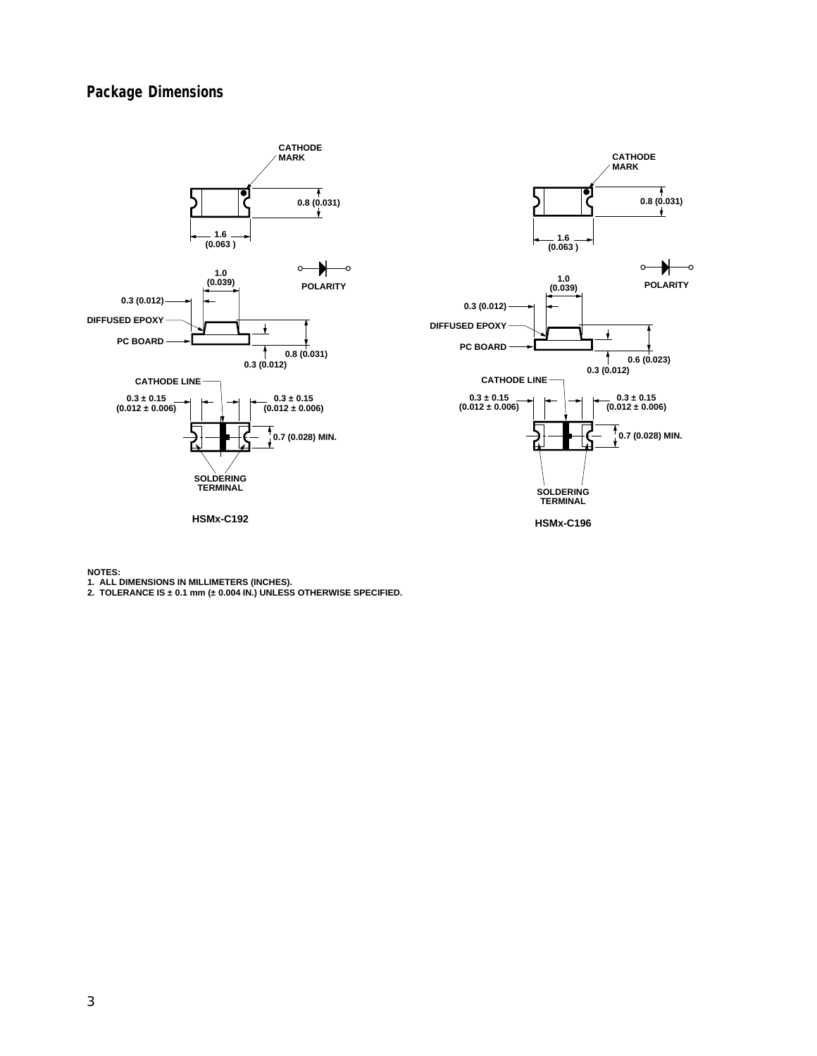## Package Dimensions

CATHODE MARK

0.8 (0.031)

1.6 (0.063 )

POLARITY

1.0 (0.039)

0.3 (0.012)

DIFFUSED EPOXY

PC BOARD

0.8 (0.031)

0.3 (0.012)

CATHODE LINE

0.3 ± 0.15 (0.012 ± 0.006)

0.3 ± 0.15 (0.012 ± 0.006)

0.7 (0.028) MIN.

SOLDERING TERMINAL

HSMx-C192

CATHODE MARK

0.8 (0.031)

1.6 (0.063 )

POLARITY

1.0 (0.039)

0.3 (0.012)

DIFFUSED EPOXY

PC BOARD

0.6 (0.023)

0.3 (0.012)

CATHODE LINE

0.3 ± 0.15 (0.012 ± 0.006)

0.3 ± 0.15 (0.012 ± 0.006)

0.7 (0.028) MIN.

SOLDERING TERMINAL

HSMx-C196

NOTES:
1. ALL DIMENSIONS IN MILLIMETERS (INCHES).
2. TOLERANCE IS ± 0.1 mm (± 0.004 IN.) UNLESS OTHERWISE SPECIFIED.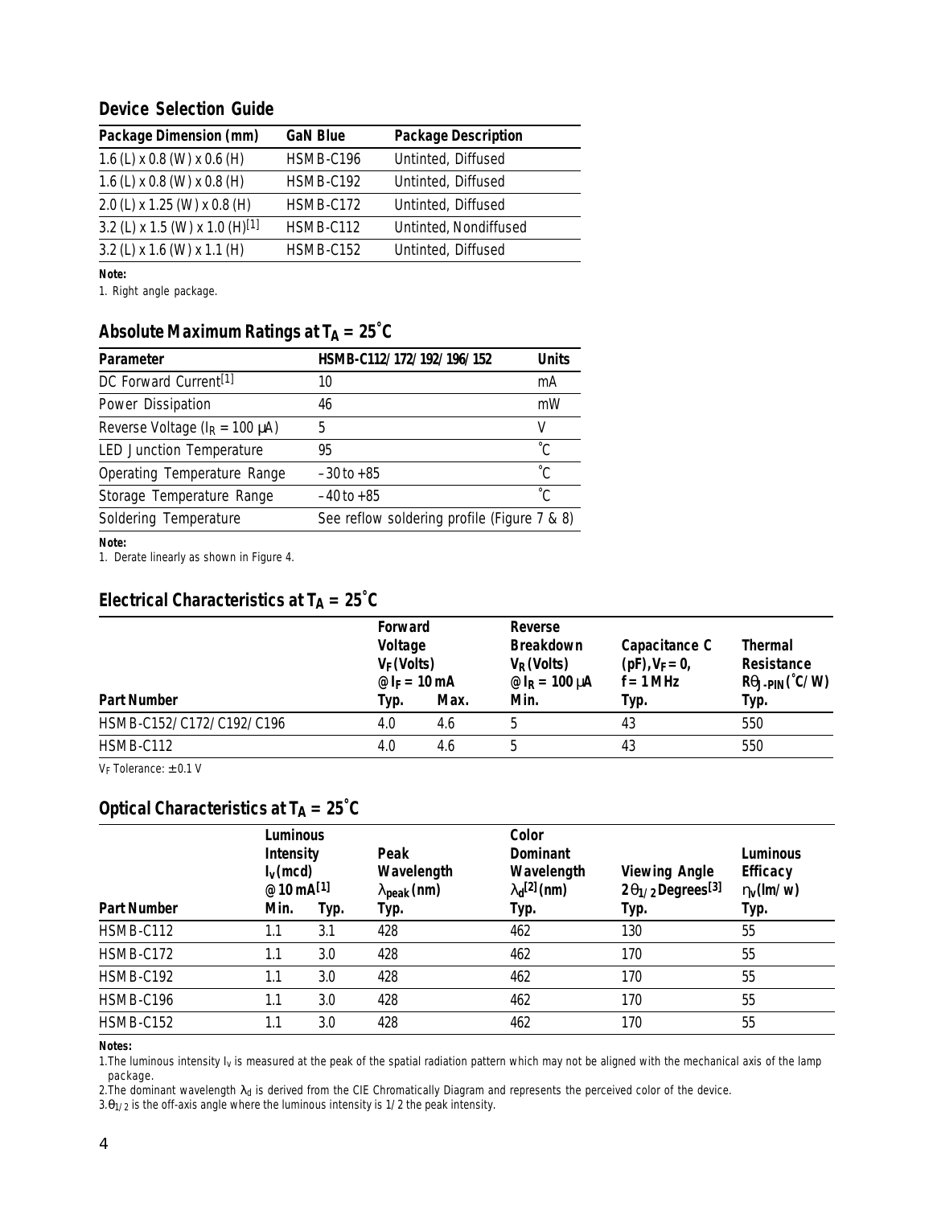## Device Selection Guide

| Package Dimension (mm) | GaN Blue | Package Description |
|---|---|---|
| 1.6 (L) x 0.8 (W) x 0.6 (H) | HSMB-C196 | Untinted, Diffused |
| 1.6 (L) x 0.8 (W) x 0.8 (H) | HSMB-C192 | Untinted, Diffused |
| 2.0 (L) x 1.25 (W) x 0.8 (H) | HSMB-C172 | Untinted, Diffused |
| 3.2 (L) x 1.5 (W) x 1.0 (H)[1] | HSMB-C112 | Untinted, Nondiffused |
| 3.2 (L) x 1.6 (W) x 1.1 (H) | HSMB-C152 | Untinted, Diffused |

**Note:**
1. Right angle package.

## Absolute Maximum Ratings at $T_A = 25$°C

| Parameter | HSMB-C112/172/192/196/152 | Units |
|---|---|---|
| DC Forward Current[1] | 10 | mA |
| Power Dissipation | 46 | mW |
| Reverse Voltage ($I_R = 100$ µA) | 5 | V |
| LED Junction Temperature | 95 | °C |
| Operating Temperature Range | –30 to +85 | °C |
| Storage Temperature Range | –40 to +85 | °C |
| Soldering Temperature | See reflow soldering profile (Figure 7 & 8) | |

**Note:**
1. Derate linearly as shown in Figure 4.

## Electrical Characteristics at $T_A = 25$°C

| Part Number | Forward Voltage $V_F$ (Volts) @ $I_F = 10$ mA Typ. | Max. | Reverse Breakdown $V_R$ (Volts) @ $I_R = 100$ µA Min. | Capacitance C (pF), $V_F = 0$, f = 1 MHz Typ. | Thermal Resistance $R\theta_{J-PIN}$ (°C/W) Typ. |
|---|---|---|---|---|---|
| HSMB-C152/C172/C192/C196 | 4.0 | 4.6 | 5 | 43 | 550 |
| HSMB-C112 | 4.0 | 4.6 | 5 | 43 | 550 |

$V_F$ Tolerance: ± 0.1 V

## Optical Characteristics at $T_A = 25$°C

| Part Number | Luminous Intensity $I_V$ (mcd) @ 10 mA[1] Min. | Typ. | Peak Wavelength $\lambda_{peak}$ (nm) Typ. | Color Dominant Wavelength $\lambda_d$[2] (nm) Typ. | Viewing Angle $2\theta_{1/2}$ Degrees[3] Typ. | Luminous Efficacy $\eta_V$ (lm/w) Typ. |
|---|---|---|---|---|---|---|
| HSMB-C112 | 1.1 | 3.1 | 428 | 462 | 130 | 55 |
| HSMB-C172 | 1.1 | 3.0 | 428 | 462 | 170 | 55 |
| HSMB-C192 | 1.1 | 3.0 | 428 | 462 | 170 | 55 |
| HSMB-C196 | 1.1 | 3.0 | 428 | 462 | 170 | 55 |
| HSMB-C152 | 1.1 | 3.0 | 428 | 462 | 170 | 55 |

**Notes:**
1. The luminous intensity $I_V$ is measured at the peak of the spatial radiation pattern which may not be aligned with the mechanical axis of the lamp package.
2. The dominant wavelength $\lambda_d$ is derived from the CIE Chromatically Diagram and represents the perceived color of the device.
3. $\theta_{1/2}$ is the off-axis angle where the luminous intensity is 1/2 the peak intensity.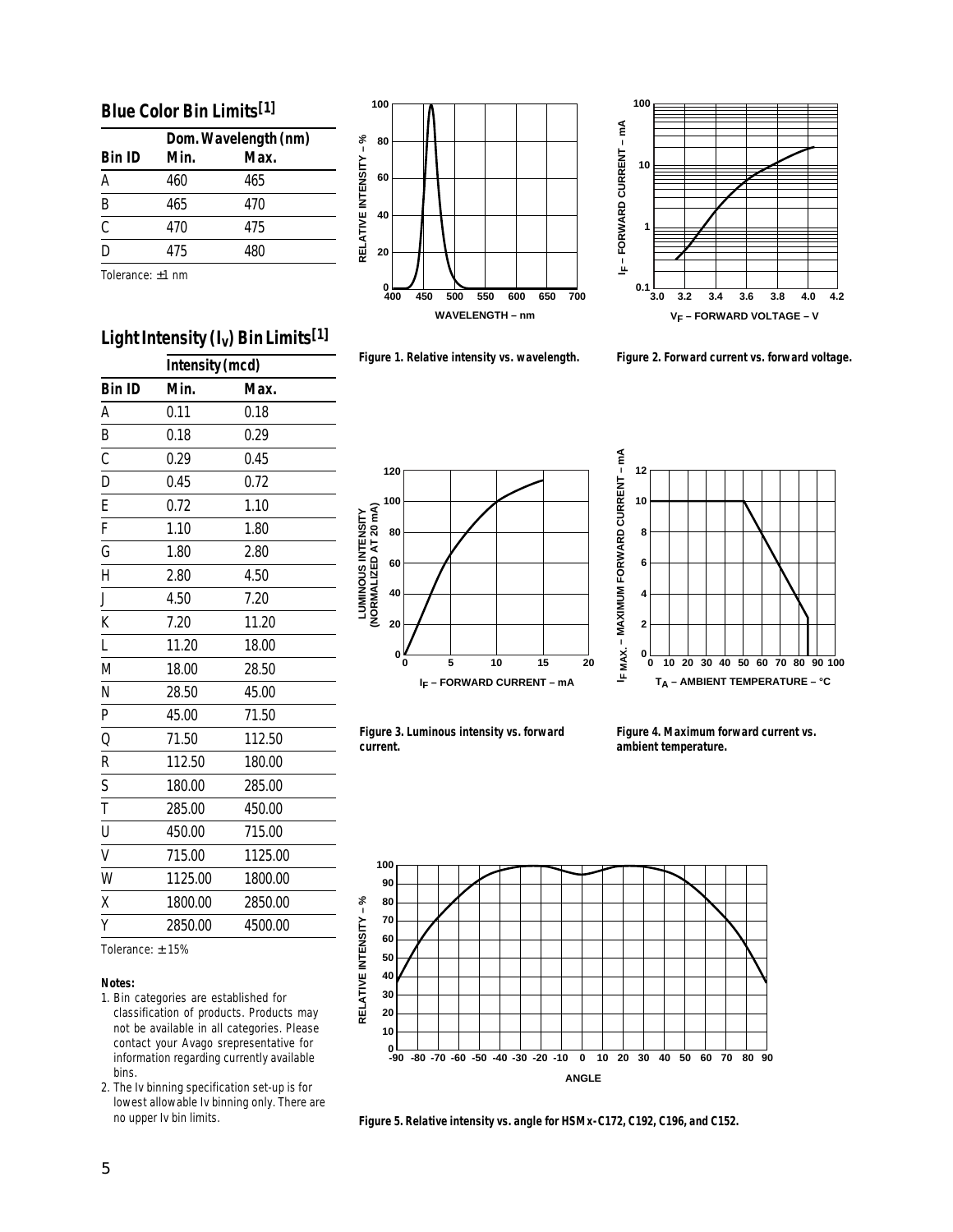## Blue Color Bin Limits[1]

| Bin ID | Dom. Wavelength (nm) Min. | Max. |
|---|---|---|
| A | 460 | 465 |
| B | 465 | 470 |
| C | 470 | 475 |
| D | 475 | 480 |

Tolerance: ±1 nm

## Light Intensity ($I_V$) Bin Limits[1]

| Bin ID | Intensity (mcd) Min. | Max. |
|---|---|---|
| A | 0.11 | 0.18 |
| B | 0.18 | 0.29 |
| C | 0.29 | 0.45 |
| D | 0.45 | 0.72 |
| E | 0.72 | 1.10 |
| F | 1.10 | 1.80 |
| G | 1.80 | 2.80 |
| H | 2.80 | 4.50 |
| J | 4.50 | 7.20 |
| K | 7.20 | 11.20 |
| L | 11.20 | 18.00 |
| M | 18.00 | 28.50 |
| N | 28.50 | 45.00 |
| P | 45.00 | 71.50 |
| Q | 71.50 | 112.50 |
| R | 112.50 | 180.00 |
| S | 180.00 | 285.00 |
| T | 285.00 | 450.00 |
| U | 450.00 | 715.00 |
| V | 715.00 | 1125.00 |
| W | 1125.00 | 1800.00 |
| X | 1800.00 | 2850.00 |
| Y | 2850.00 | 4500.00 |

Tolerance: ± 15%

**Notes:**

1. Bin categories are established for classification of products. Products may not be available in all categories. Please contact your Avago srepresentative for information regarding currently available bins.
2. The Iv binning specification set-up is for lowest allowable Iv binning only. There are no upper Iv bin limits.

**Figure 1. Relative intensity vs. wavelength.**

**Figure 2. Forward current vs. forward voltage.**

**Figure 3. Luminous intensity vs. forward current.**

**Figure 4. Maximum forward current vs. ambient temperature.**

**Figure 5. Relative intensity vs. angle for HSMx-C172, C192, C196, and C152.**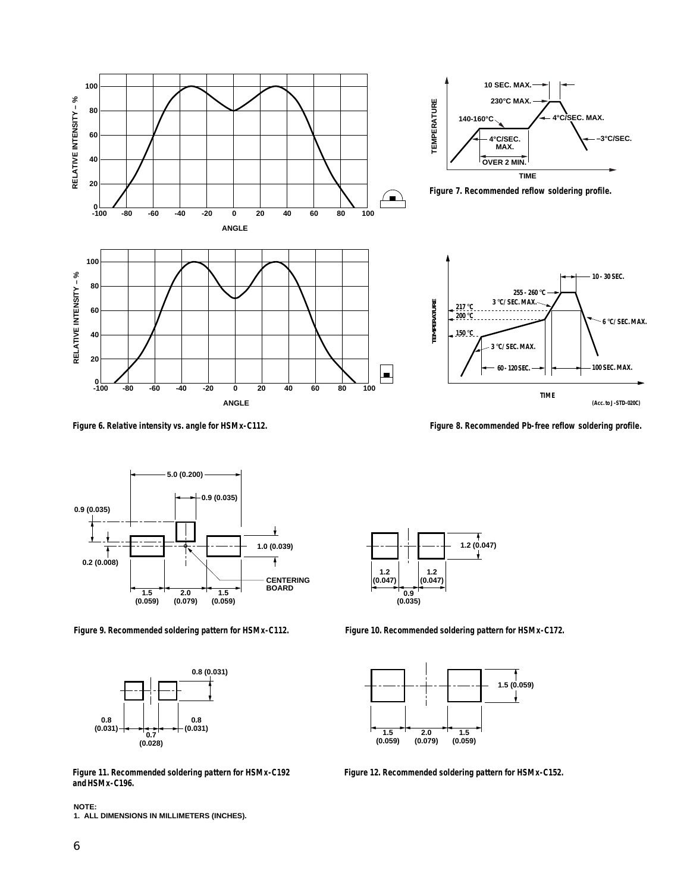Figure 6. Relative intensity vs. angle for HSMx-C112.

Figure 7. Recommended reflow soldering profile.

Figure 8. Recommended Pb-free reflow soldering profile.

Figure 9. Recommended soldering pattern for HSMx-C112.

Figure 10. Recommended soldering pattern for HSMx-C172.

Figure 11. Recommended soldering pattern for HSMx-C192 and HSMx-C196.

Figure 12. Recommended soldering pattern for HSMx-C152.

NOTE:
1. ALL DIMENSIONS IN MILLIMETERS (INCHES).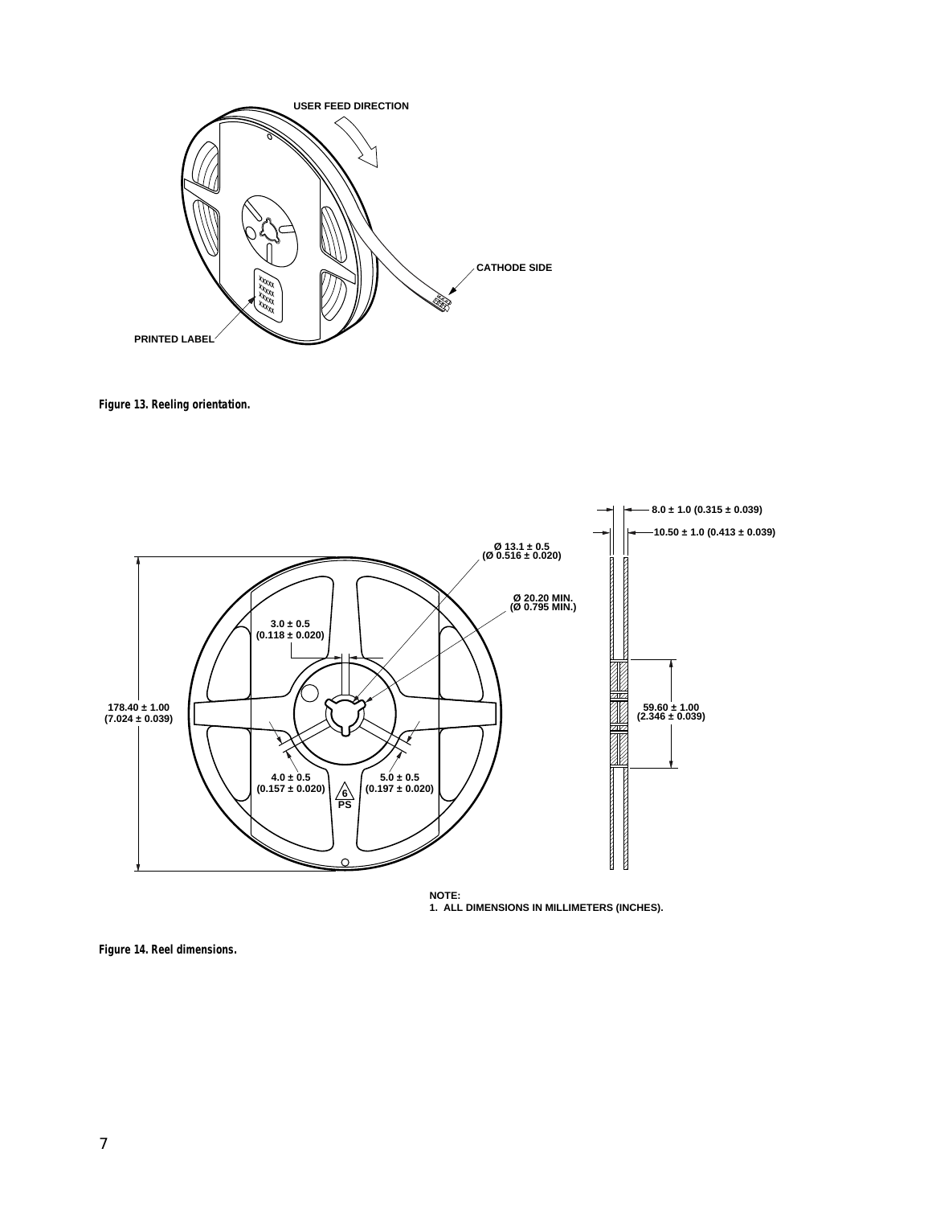USER FEED DIRECTION

CATHODE SIDE

PRINTED LABEL

*Figure 13. Reeling orientation.*

8.0 ± 1.0 (0.315 ± 0.039)

10.50 ± 1.0 (0.413 ± 0.039)

Ø 13.1 ± 0.5
(Ø 0.516 ± 0.020)

Ø 20.20 MIN.
(Ø 0.795 MIN.)

3.0 ± 0.5
(0.118 ± 0.020)

178.40 ± 1.00
(7.024 ± 0.039)

59.60 ± 1.00
(2.346 ± 0.039)

4.0 ± 0.5
(0.157 ± 0.020)

5.0 ± 0.5
(0.197 ± 0.020)

6
PS

NOTE:
1. ALL DIMENSIONS IN MILLIMETERS (INCHES).

*Figure 14. Reel dimensions.*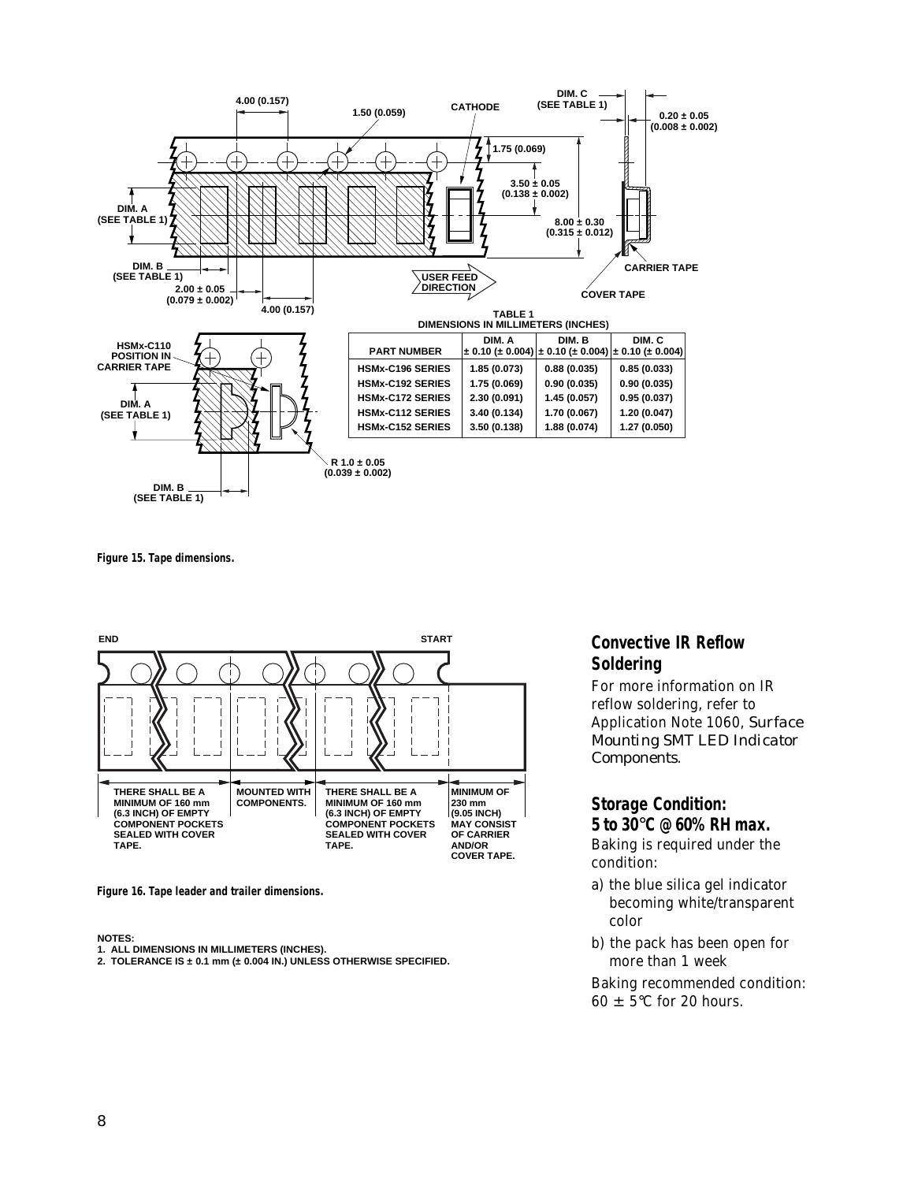**TABLE 1**
**DIMENSIONS IN MILLIMETERS (INCHES)**

| PART NUMBER | DIM. A ± 0.10 (± 0.004) | DIM. B ± 0.10 (± 0.004) | DIM. C ± 0.10 (± 0.004) |
|---|---|---|---|
| HSMx-C196 SERIES | 1.85 (0.073) | 0.88 (0.035) | 0.85 (0.033) |
| HSMx-C192 SERIES | 1.75 (0.069) | 0.90 (0.035) | 0.90 (0.035) |
| HSMx-C172 SERIES | 2.30 (0.091) | 1.45 (0.057) | 0.95 (0.037) |
| HSMx-C112 SERIES | 3.40 (0.134) | 1.70 (0.067) | 1.20 (0.047) |
| HSMx-C152 SERIES | 3.50 (0.138) | 1.88 (0.074) | 1.27 (0.050) |

**Figure 15. Tape dimensions.**

**Figure 16. Tape leader and trailer dimensions.**

NOTES:
1. ALL DIMENSIONS IN MILLIMETERS (INCHES).
2. TOLERANCE IS ± 0.1 mm (± 0.004 IN.) UNLESS OTHERWISE SPECIFIED.

## Convective IR Reflow Soldering

For more information on IR reflow soldering, refer to Application Note 1060, *Surface Mounting SMT LED Indicator Components*.

## Storage Condition: 5 to 30°C @ 60% RH max.

Baking is required under the condition:

a) the blue silica gel indicator becoming white/transparent color

b) the pack has been open for more than 1 week

Baking recommended condition: 60 ± 5°C for 20 hours.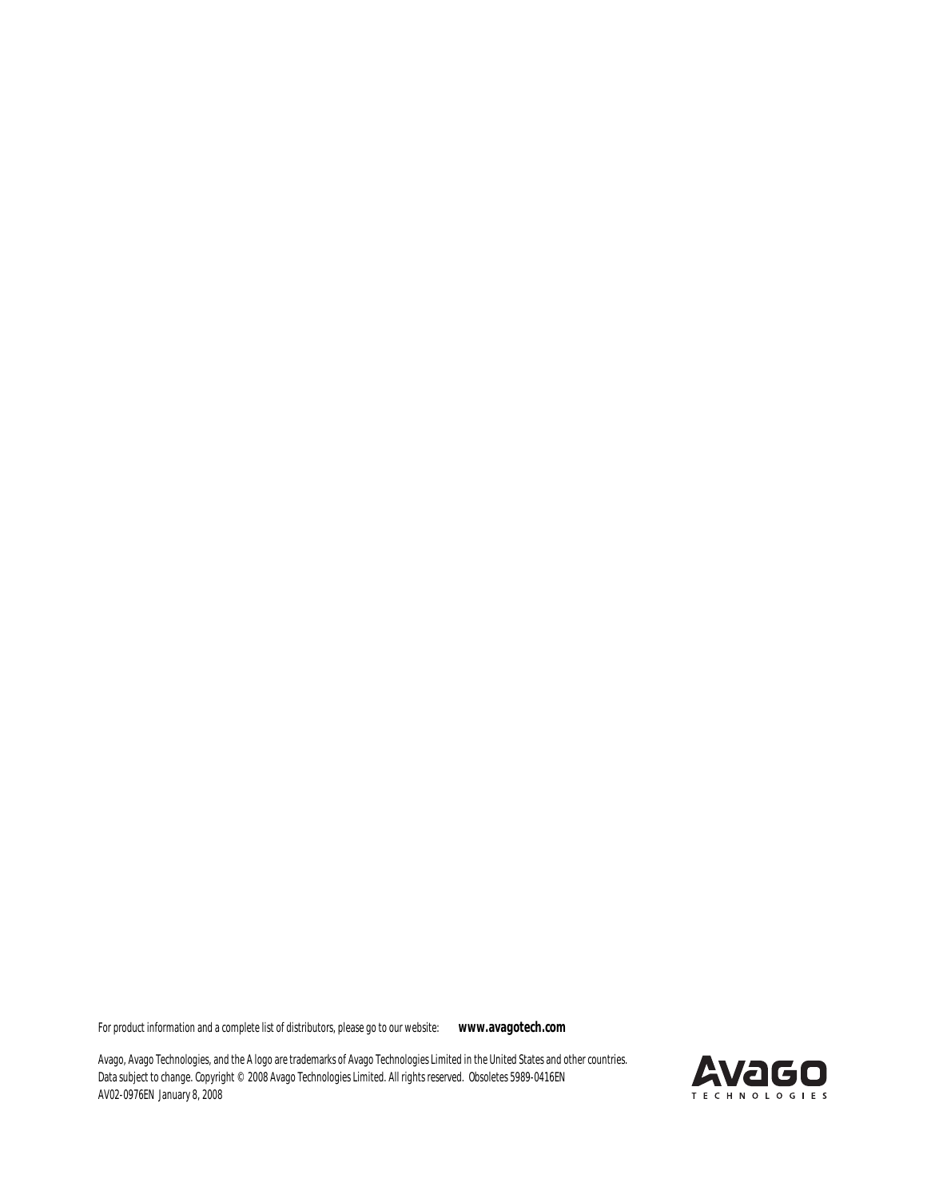For product information and a complete list of distributors, please go to our website: **www.avagotech.com**

Avago, Avago Technologies, and the A logo are trademarks of Avago Technologies Limited in the United States and other countries.
Data subject to change. Copyright © 2008 Avago Technologies Limited. All rights reserved. Obsoletes 5989-0416EN
AV02-0976EN January 8, 2008